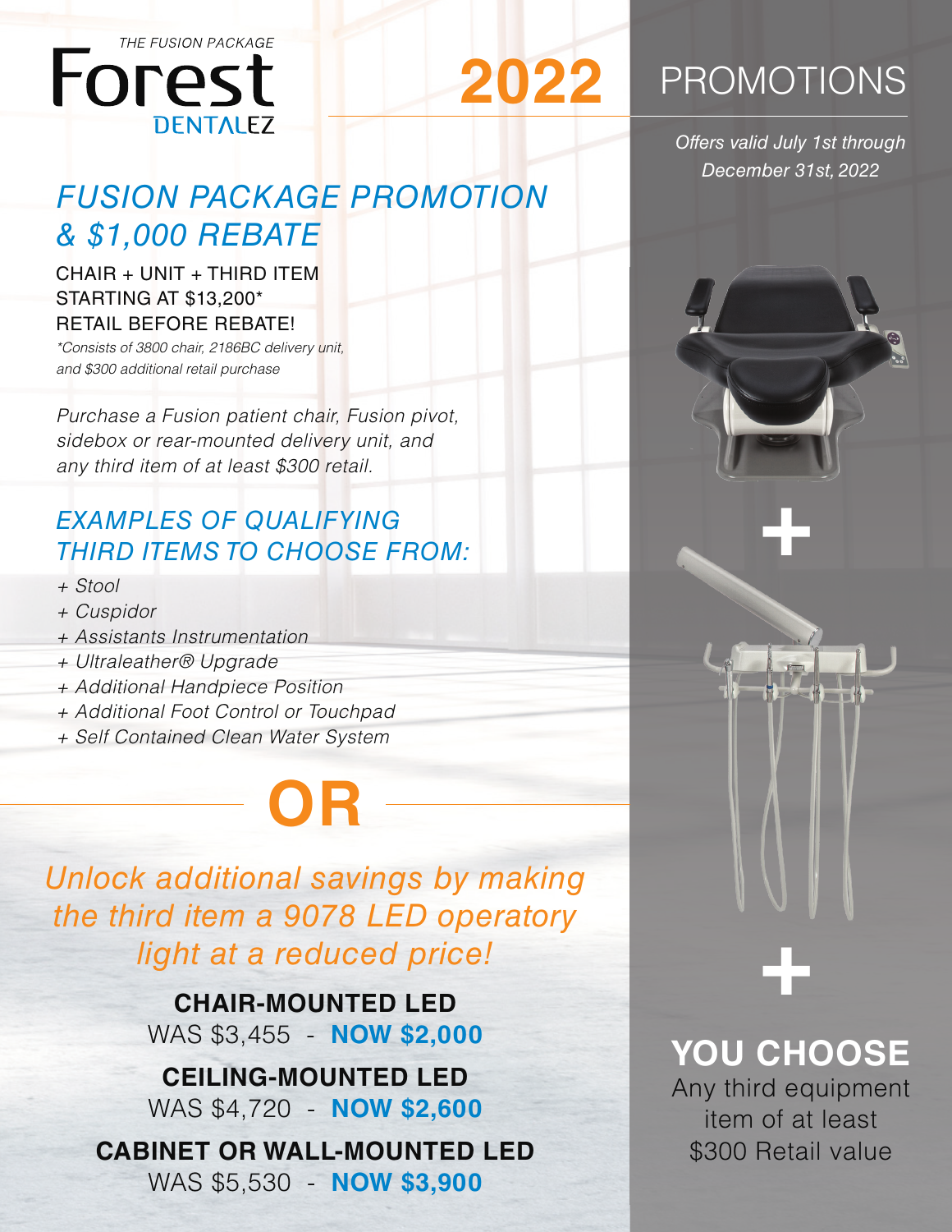THE FUSION PACKAGE

**Forest**
DENTALEZ

# 2022 PROMOTIONS

*Offers valid July 1st through December 31st, 2022*

## *FUSION PACKAGE PROMOTION & $1,000 REBATE*

CHAIR + UNIT + THIRD ITEM
STARTING AT $13,200*
RETAIL BEFORE REBATE!

*\*Consists of 3800 chair, 2186BC delivery unit, and $300 additional retail purchase*

*Purchase a Fusion patient chair, Fusion pivot, sidebox or rear-mounted delivery unit, and any third item of at least $300 retail.*

### *EXAMPLES OF QUALIFYING THIRD ITEMS TO CHOOSE FROM:*

- *Stool*
- *Cuspidor*
- *Assistants Instrumentation*
- *Ultraleather® Upgrade*
- *Additional Handpiece Position*
- *Additional Foot Control or Touchpad*
- *Self Contained Clean Water System*

## OR

*Unlock additional savings by making the third item a 9078 LED operatory light at a reduced price!*

**CHAIR-MOUNTED LED**
WAS $3,455 - **NOW $2,000**

**CEILING-MOUNTED LED**
WAS $4,720 - **NOW $2,600**

**CABINET OR WALL-MOUNTED LED**
WAS $5,530 - **NOW $3,900**

+

+

**YOU CHOOSE**
Any third equipment item of at least $300 Retail value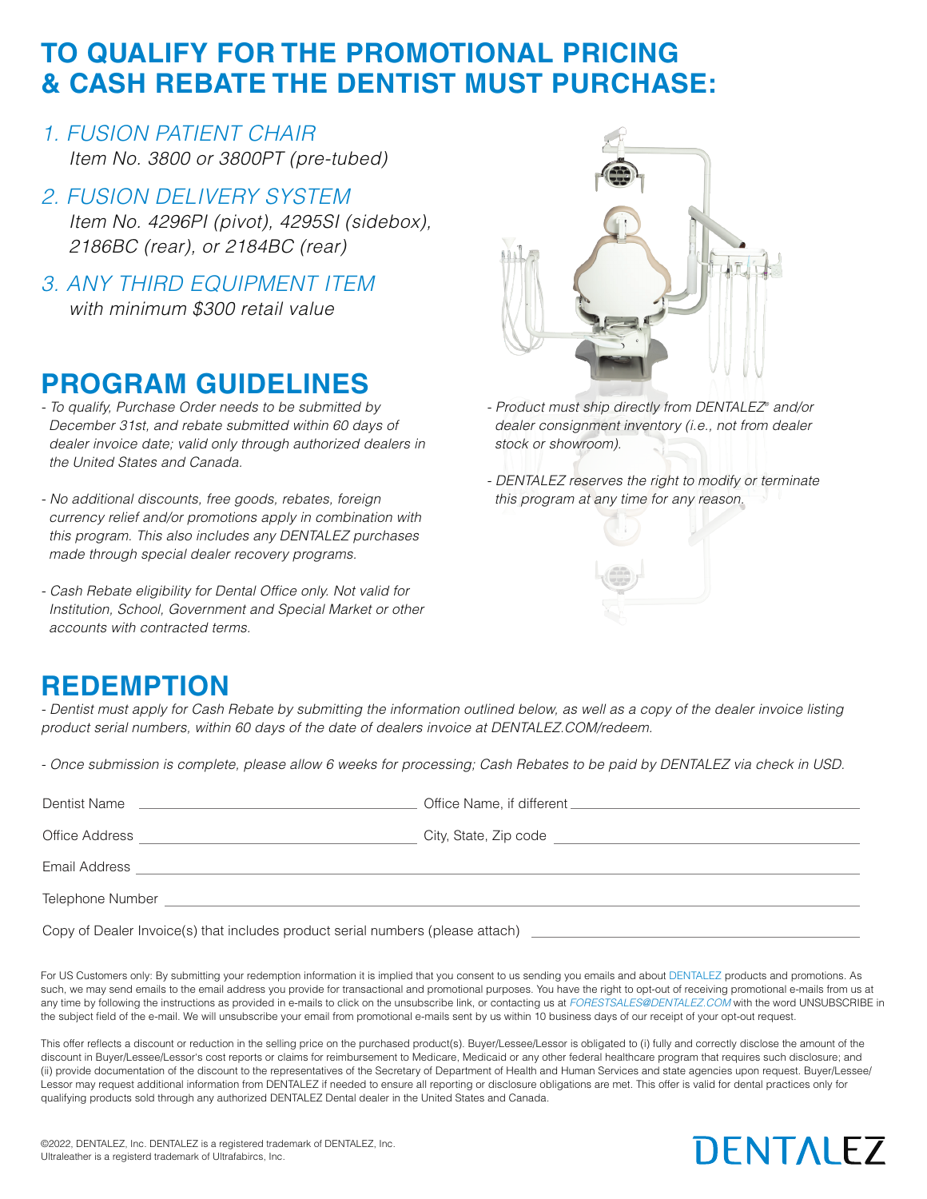# TO QUALIFY FOR THE PROMOTIONAL PRICING & CASH REBATE THE DENTIST MUST PURCHASE:

1. *FUSION PATIENT CHAIR*
   *Item No. 3800 or 3800PT (pre-tubed)*
2. *FUSION DELIVERY SYSTEM*
   *Item No. 4296PI (pivot), 4295SI (sidebox), 2186BC (rear), or 2184BC (rear)*
3. *ANY THIRD EQUIPMENT ITEM*
   *with minimum $300 retail value*

## PROGRAM GUIDELINES

- *To qualify, Purchase Order needs to be submitted by December 31st, and rebate submitted within 60 days of dealer invoice date; valid only through authorized dealers in the United States and Canada.*
- *No additional discounts, free goods, rebates, foreign currency relief and/or promotions apply in combination with this program. This also includes any DENTALEZ purchases made through special dealer recovery programs.*
- *Cash Rebate eligibility for Dental Office only. Not valid for Institution, School, Government and Special Market or other accounts with contracted terms.*
- *Product must ship directly from DENTALEZ® and/or dealer consignment inventory (i.e., not from dealer stock or showroom).*
- *DENTALEZ reserves the right to modify or terminate this program at any time for any reason.*

## REDEMPTION

- *Dentist must apply for Cash Rebate by submitting the information outlined below, as well as a copy of the dealer invoice listing product serial numbers, within 60 days of the date of dealers invoice at DENTALEZ.COM/redeem.*
- *Once submission is complete, please allow 6 weeks for processing; Cash Rebates to be paid by DENTALEZ via check in USD.*

Dentist Name ______________________ Office Name, if different ______________________

Office Address ______________________ City, State, Zip code ______________________

Email Address ______________________

Telephone Number ______________________

Copy of Dealer Invoice(s) that includes product serial numbers (please attach) ______________________

For US Customers only: By submitting your redemption information it is implied that you consent to us sending you emails and about DENTALEZ products and promotions. As such, we may send emails to the email address you provide for transactional and promotional purposes. You have the right to opt-out of receiving promotional e-mails from us at any time by following the instructions as provided in e-mails to click on the unsubscribe link, or contacting us at *FORESTSALES@DENTALEZ.COM* with the word UNSUBSCRIBE in the subject field of the e-mail. We will unsubscribe your email from promotional e-mails sent by us within 10 business days of our receipt of your opt-out request.

This offer reflects a discount or reduction in the selling price on the purchased product(s). Buyer/Lessee/Lessor is obligated to (i) fully and correctly disclose the amount of the discount in Buyer/Lessee/Lessor's cost reports or claims for reimbursement to Medicare, Medicaid or any other federal healthcare program that requires such disclosure; and (ii) provide documentation of the discount to the representatives of the Secretary of Department of Health and Human Services and state agencies upon request. Buyer/Lessee/Lessor may request additional information from DENTALEZ if needed to ensure all reporting or disclosure obligations are met. This offer is valid for dental practices only for qualifying products sold through any authorized DENTALEZ Dental dealer in the United States and Canada.

©2022, DENTALEZ, Inc. DENTALEZ is a registered trademark of DENTALEZ, Inc.
Ultraleather is a registerd trademark of Ultrafabircs, Inc.

DENTALEZ